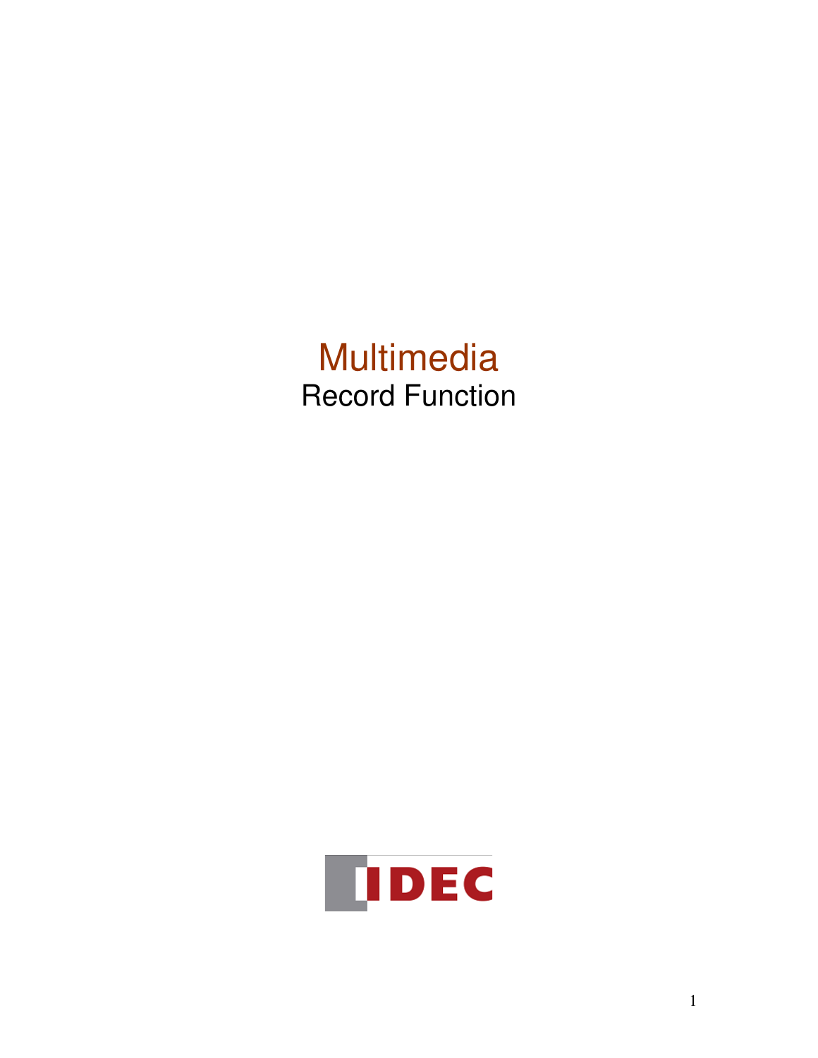# Multimedia

## Record Function

IDEC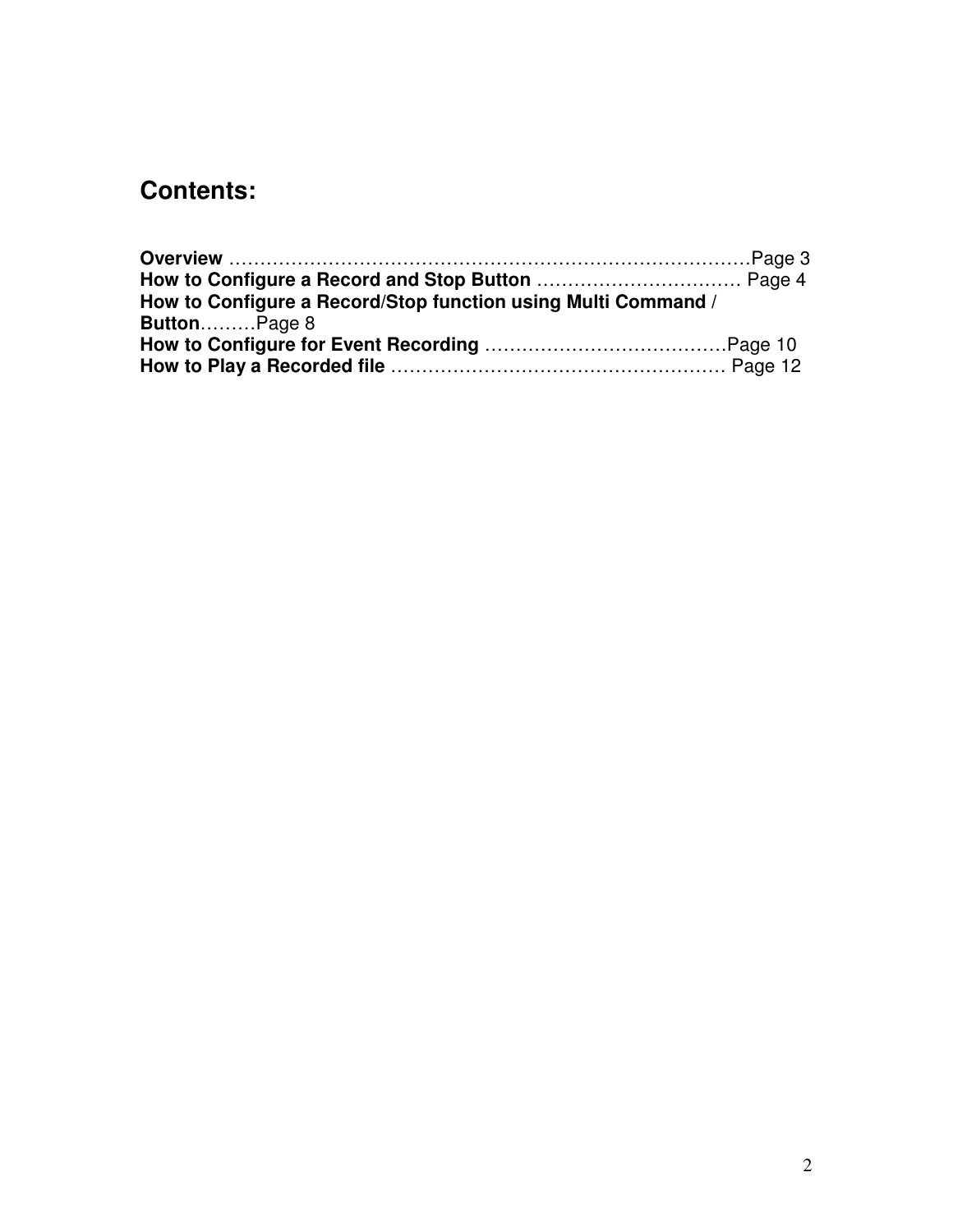# Contents:

**Overview** ………………………………………………………………………….Page 3
**How to Configure a Record and Stop Button** …………………………… Page 4
**How to Configure a Record/Stop function using Multi Command / Button**………Page 8
**How to Configure for Event Recording** …………………………………Page 10
**How to Play a Recorded file** ……………………………………………… Page 12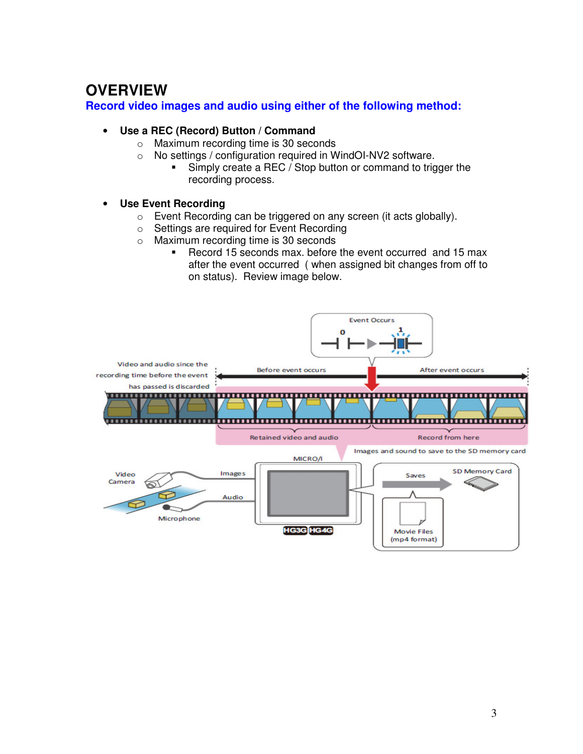# OVERVIEW

## Record video images and audio using either of the following method:

- **Use a REC (Record) Button / Command**
  - Maximum recording time is 30 seconds
  - No settings / configuration required in WindOI-NV2 software.
    - Simply create a REC / Stop button or command to trigger the recording process.

- **Use Event Recording**
  - Event Recording can be triggered on any screen (it acts globally).
  - Settings are required for Event Recording
  - Maximum recording time is 30 seconds
    - Record 15 seconds max. before the event occurred and 15 max after the event occurred ( when assigned bit changes from off to on status). Review image below.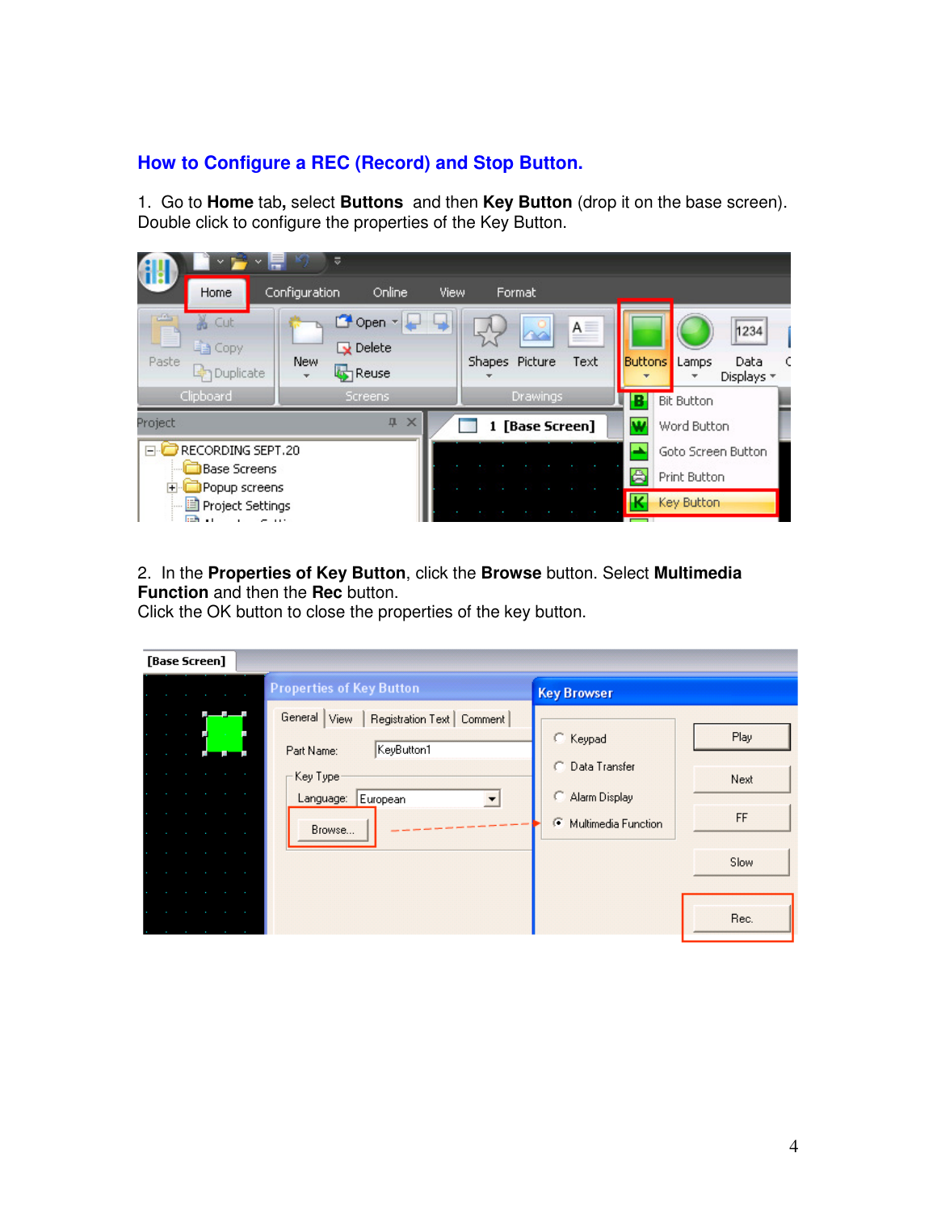# How to Configure a REC (Record) and Stop Button.

1. Go to **Home** tab**,** select **Buttons** and then **Key Button** (drop it on the base screen). Double click to configure the properties of the Key Button.

2. In the **Properties of Key Button**, click the **Browse** button. Select **Multimedia Function** and then the **Rec** button.
Click the OK button to close the properties of the key button.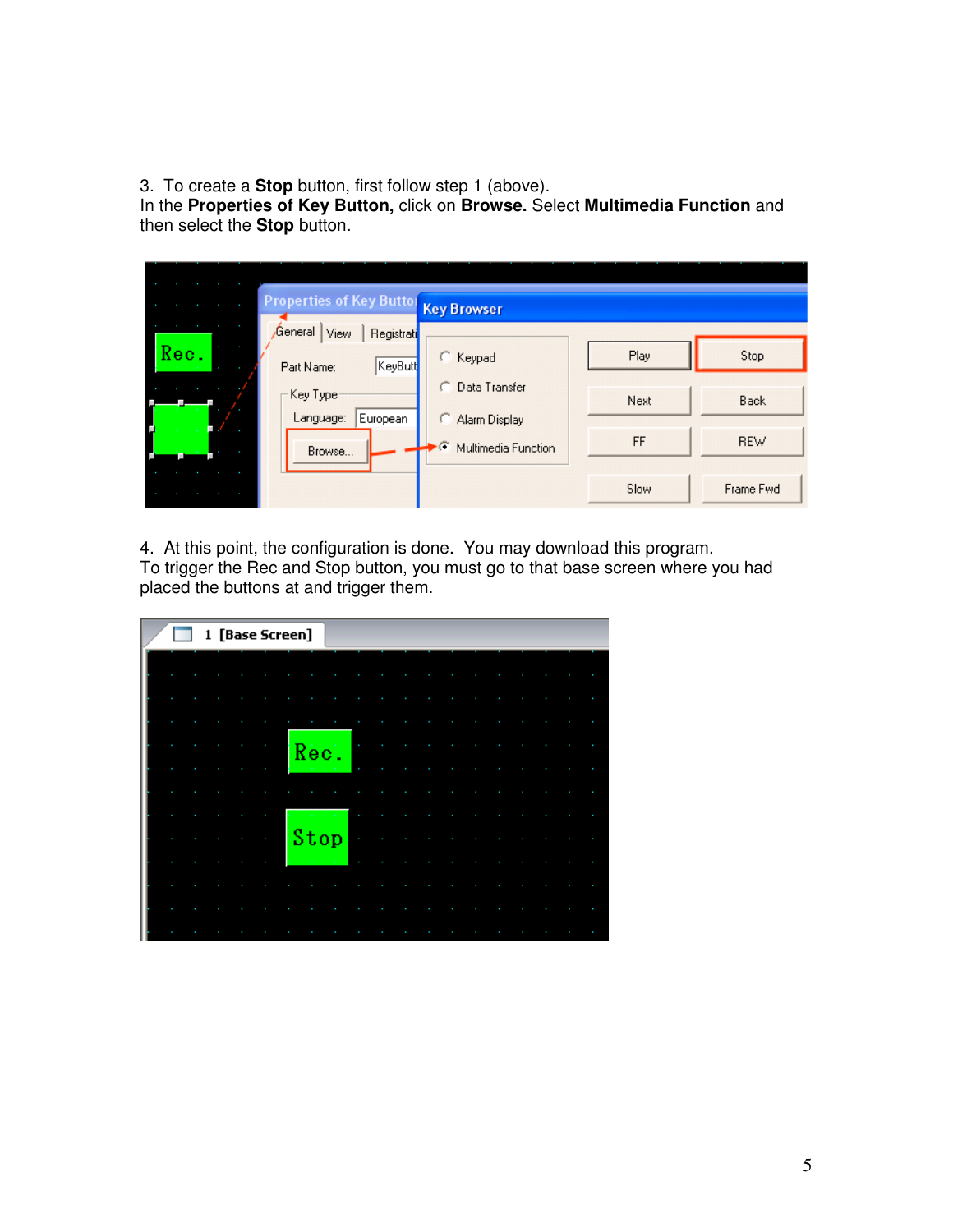3. To create a **Stop** button, first follow step 1 (above).
In the **Properties of Key Button,** click on **Browse.** Select **Multimedia Function** and then select the **Stop** button.

4. At this point, the configuration is done. You may download this program.
To trigger the Rec and Stop button, you must go to that base screen where you had placed the buttons at and trigger them.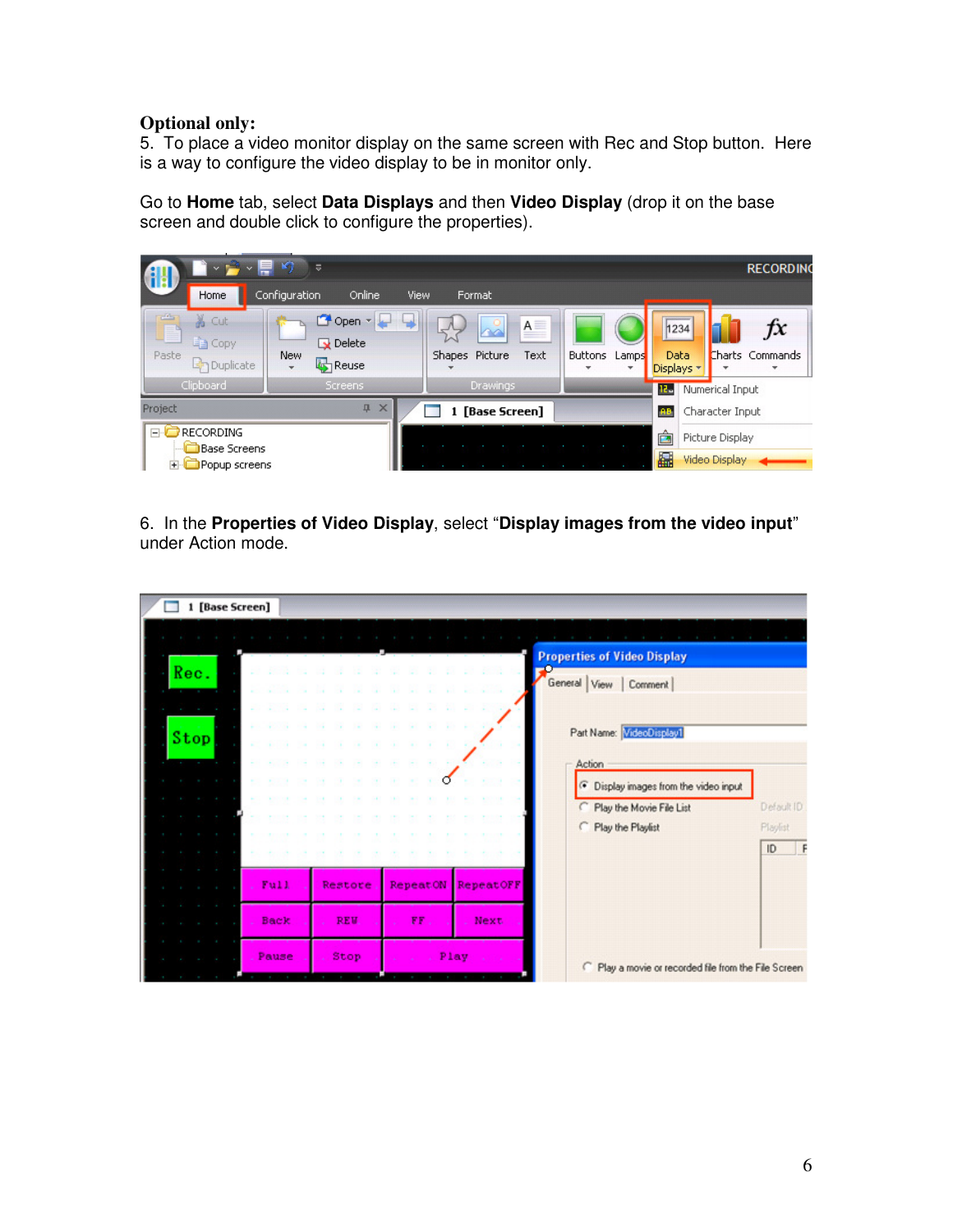**Optional only:**

5. To place a video monitor display on the same screen with Rec and Stop button. Here is a way to configure the video display to be in monitor only.

Go to **Home** tab, select **Data Displays** and then **Video Display** (drop it on the base screen and double click to configure the properties).

6. In the **Properties of Video Display**, select "**Display images from the video input**" under Action mode.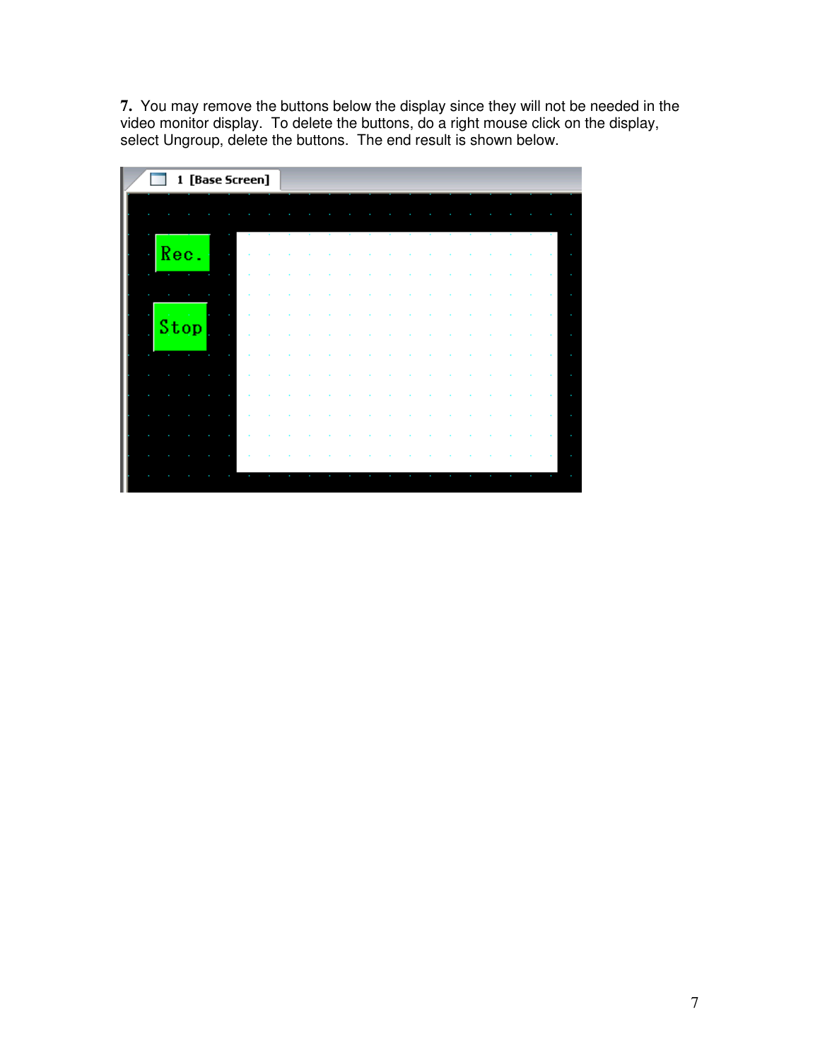**7.** You may remove the buttons below the display since they will not be needed in the video monitor display. To delete the buttons, do a right mouse click on the display, select Ungroup, delete the buttons. The end result is shown below.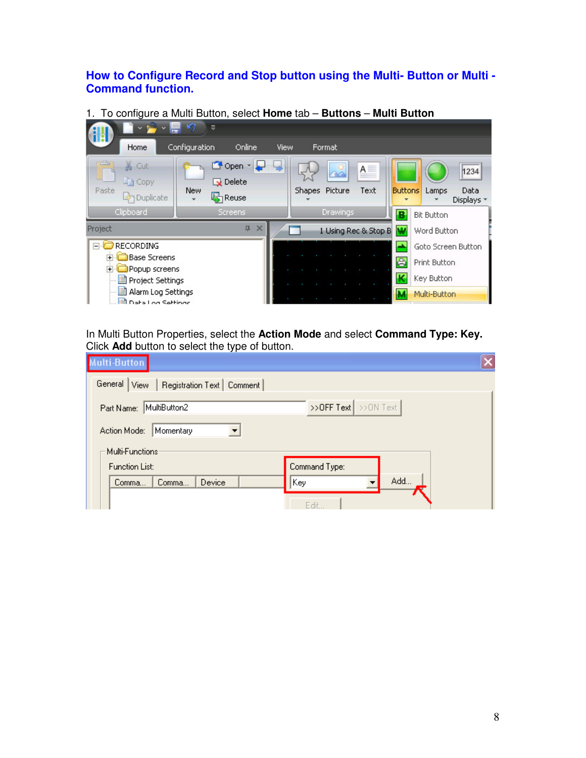## How to Configure Record and Stop button using the Multi- Button or Multi - Command function.

1. To configure a Multi Button, select **Home** tab – **Buttons** – **Multi Button**

In Multi Button Properties, select the **Action Mode** and select **Command Type: Key.** Click **Add** button to select the type of button.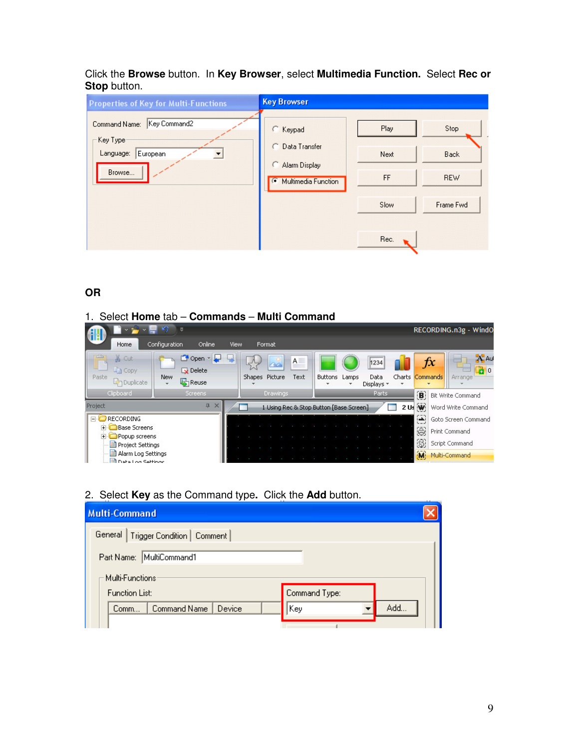Click the **Browse** button. In **Key Browser**, select **Multimedia Function.** Select **Rec or Stop** button.

**OR**

1. Select **Home** tab – **Commands** – **Multi Command**

2. Select **Key** as the Command type**.** Click the **Add** button.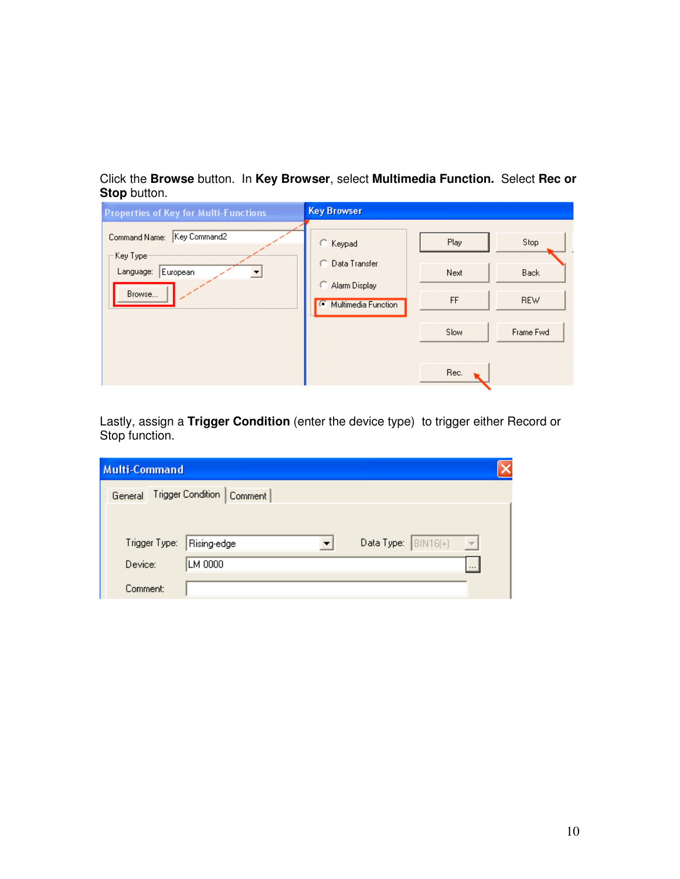Click the **Browse** button. In **Key Browser**, select **Multimedia Function.** Select **Rec or Stop** button.

Lastly, assign a **Trigger Condition** (enter the device type) to trigger either Record or Stop function.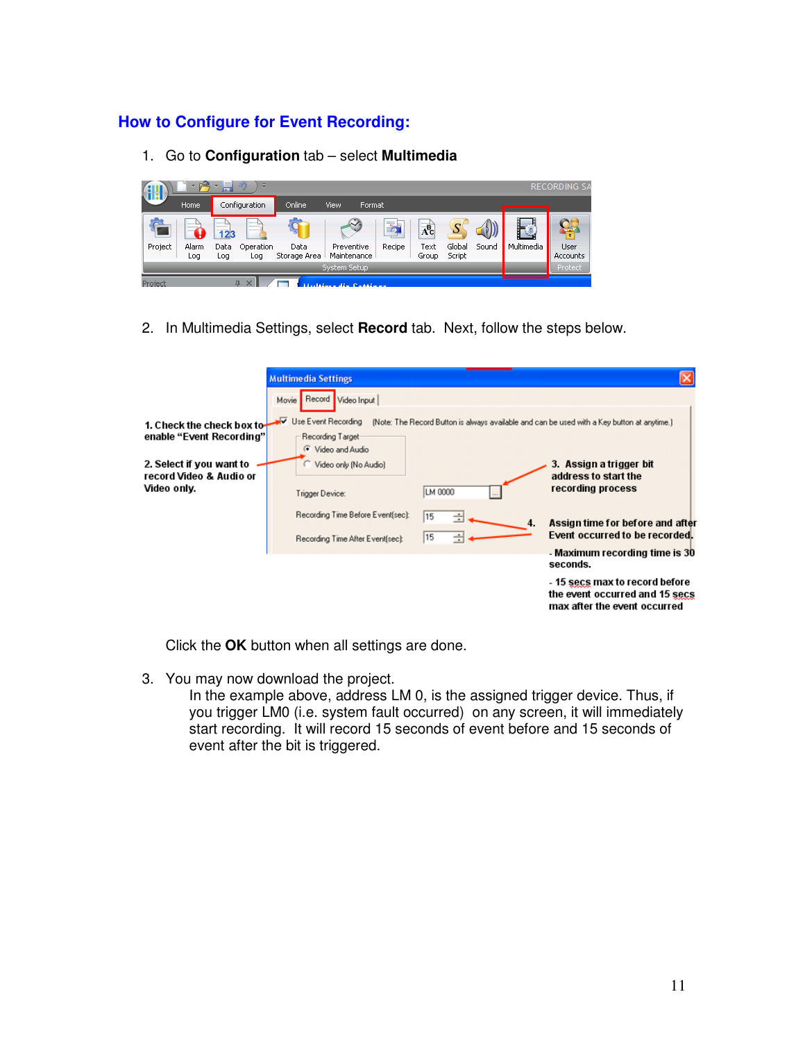## How to Configure for Event Recording:

1. Go to **Configuration** tab – select **Multimedia**

2. In Multimedia Settings, select **Record** tab. Next, follow the steps below.

   **1. Check the check box to enable "Event Recording"**

   **2. Select if you want to record Video & Audio or Video only.**

   **3. Assign a trigger bit address to start the recording process**

   **4. Assign time for before and after Event occurred to be recorded.**

   **- Maximum recording time is 30 seconds.**

   **- 15 secs max to record before the event occurred and 15 secs max after the event occurred**

   Click the **OK** button when all settings are done.

3. You may now download the project.
   In the example above, address LM 0, is the assigned trigger device. Thus, if you trigger LM0 (i.e. system fault occurred) on any screen, it will immediately start recording. It will record 15 seconds of event before and 15 seconds of event after the bit is triggered.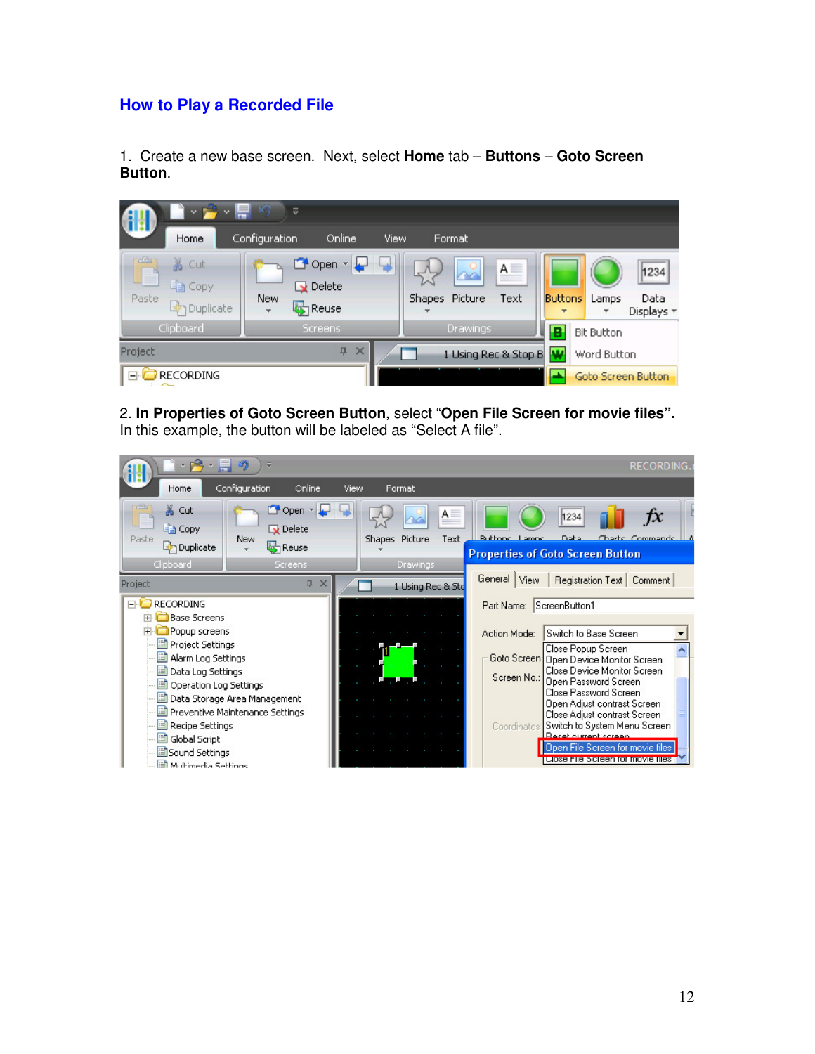## How to Play a Recorded File

1. Create a new base screen. Next, select **Home** tab – **Buttons** – **Goto Screen Button**.

2. **In Properties of Goto Screen Button**, select "**Open File Screen for movie files**". In this example, the button will be labeled as "Select A file".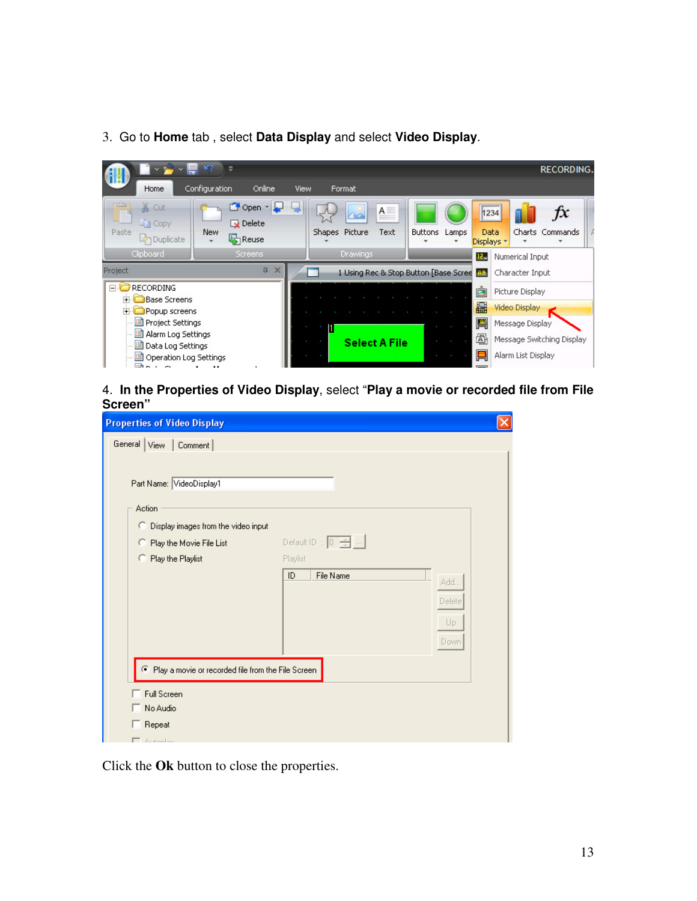3. Go to **Home** tab , select **Data Display** and select **Video Display**.

4. **In the Properties of Video Display**, select “**Play a movie or recorded file from File Screen**”

Click the **Ok** button to close the properties.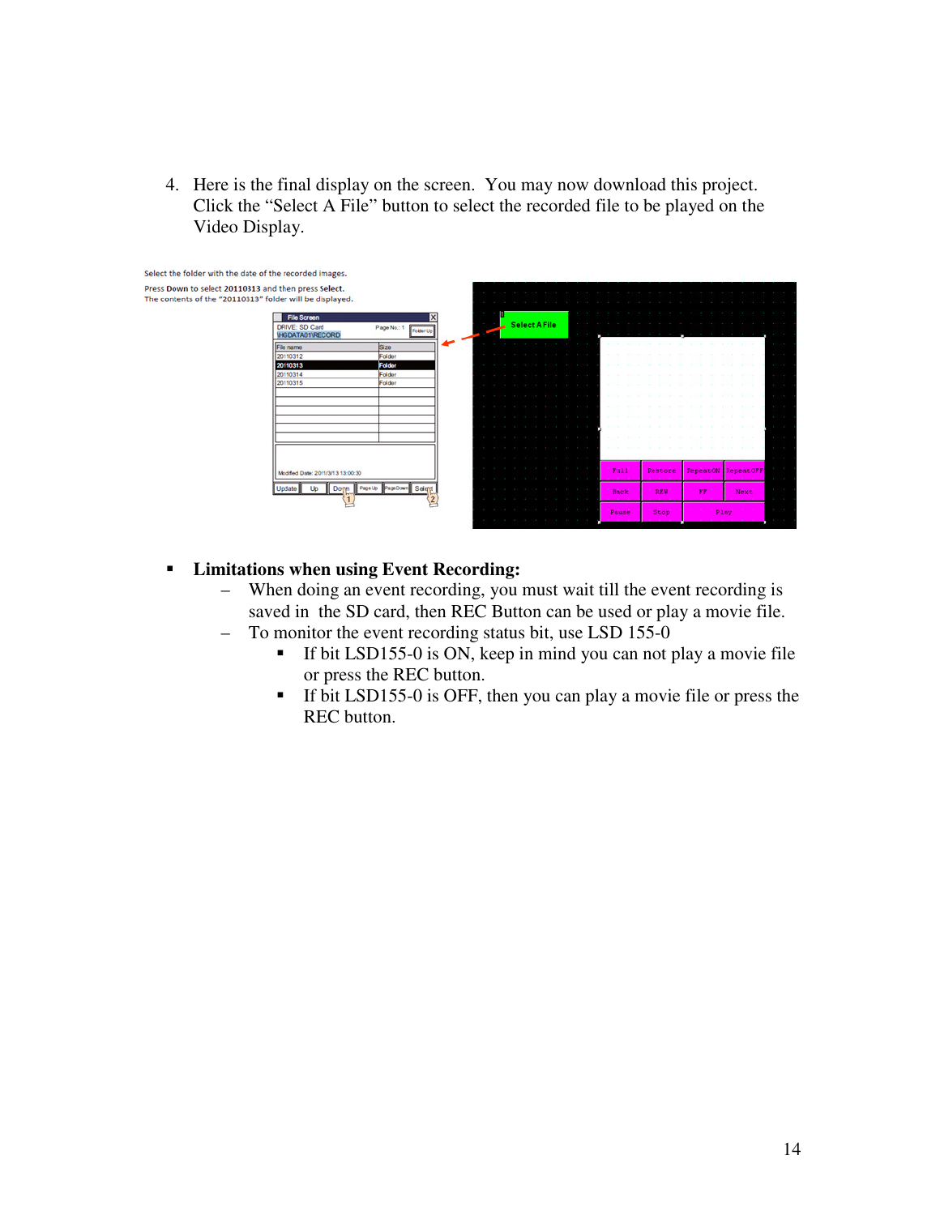4. Here is the final display on the screen. You may now download this project. Click the "Select A File" button to select the recorded file to be played on the Video Display.

Select the folder with the date of the recorded images.

Press **Down** to select **20110313** and then press **Select**.
The contents of the "20110313" folder will be displayed.

- **Limitations when using Event Recording:**
  - When doing an event recording, you must wait till the event recording is saved in the SD card, then REC Button can be used or play a movie file.
  - To monitor the event recording status bit, use LSD 155-0
    - If bit LSD155-0 is ON, keep in mind you can not play a movie file or press the REC button.
    - If bit LSD155-0 is OFF, then you can play a movie file or press the REC button.